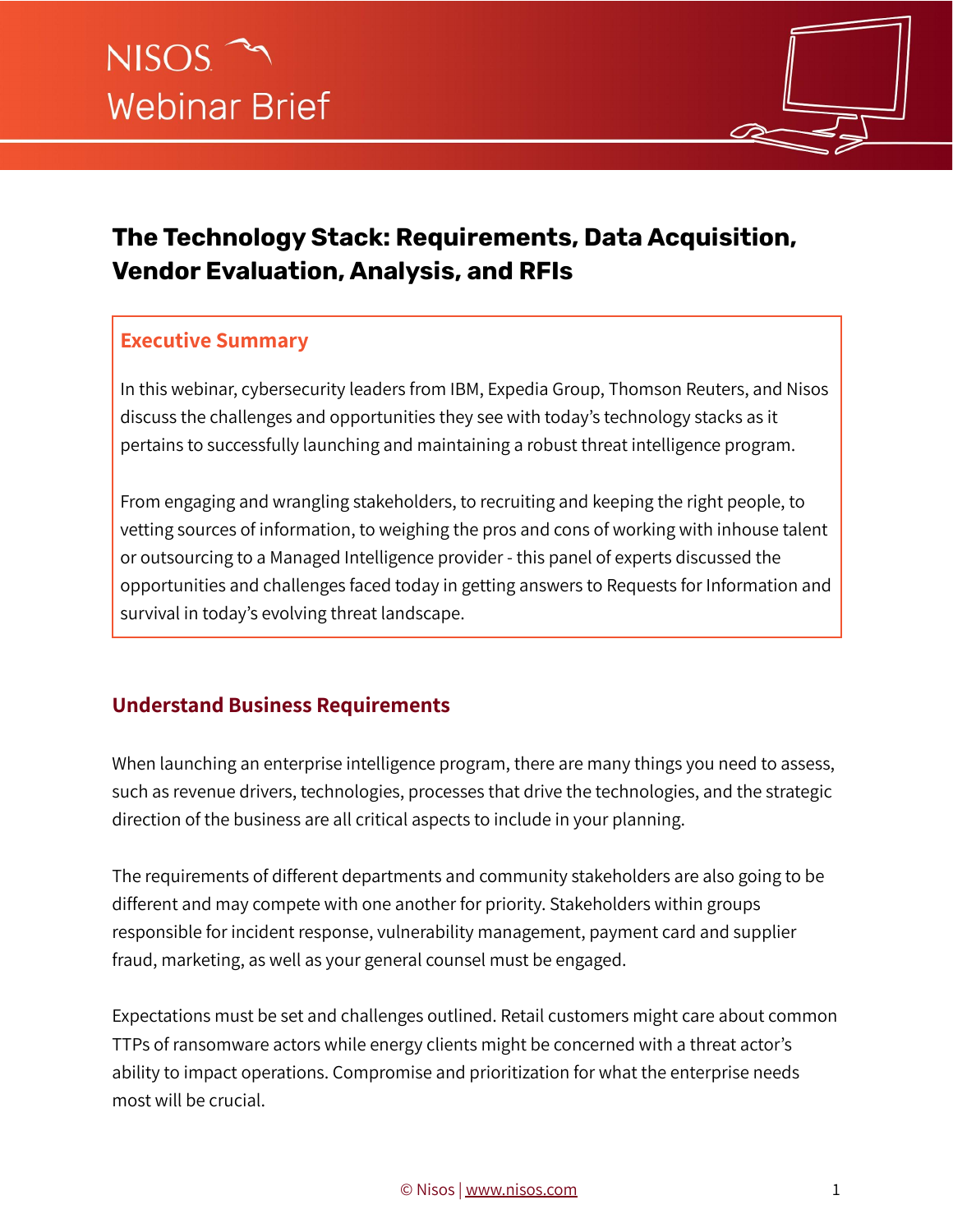NISOS

Webinar Brief

# The Technology Stack: Requirements, Data Acquisition, Vendor Evaluation, Analysis, and RFIs

## Executive Summary

In this webinar, cybersecurity leaders from IBM, Expedia Group, Thomson Reuters, and Nisos discuss the challenges and opportunities they see with today's technology stacks as it pertains to successfully launching and maintaining a robust threat intelligence program.

From engaging and wrangling stakeholders, to recruiting and keeping the right people, to vetting sources of information, to weighing the pros and cons of working with inhouse talent or outsourcing to a Managed Intelligence provider - this panel of experts discussed the opportunities and challenges faced today in getting answers to Requests for Information and survival in today's evolving threat landscape.

## Understand Business Requirements

When launching an enterprise intelligence program, there are many things you need to assess, such as revenue drivers, technologies, processes that drive the technologies, and the strategic direction of the business are all critical aspects to include in your planning.

The requirements of different departments and community stakeholders are also going to be different and may compete with one another for priority. Stakeholders within groups responsible for incident response, vulnerability management, payment card and supplier fraud, marketing, as well as your general counsel must be engaged.

Expectations must be set and challenges outlined. Retail customers might care about common TTPs of ransomware actors while energy clients might be concerned with a threat actor's ability to impact operations. Compromise and prioritization for what the enterprise needs most will be crucial.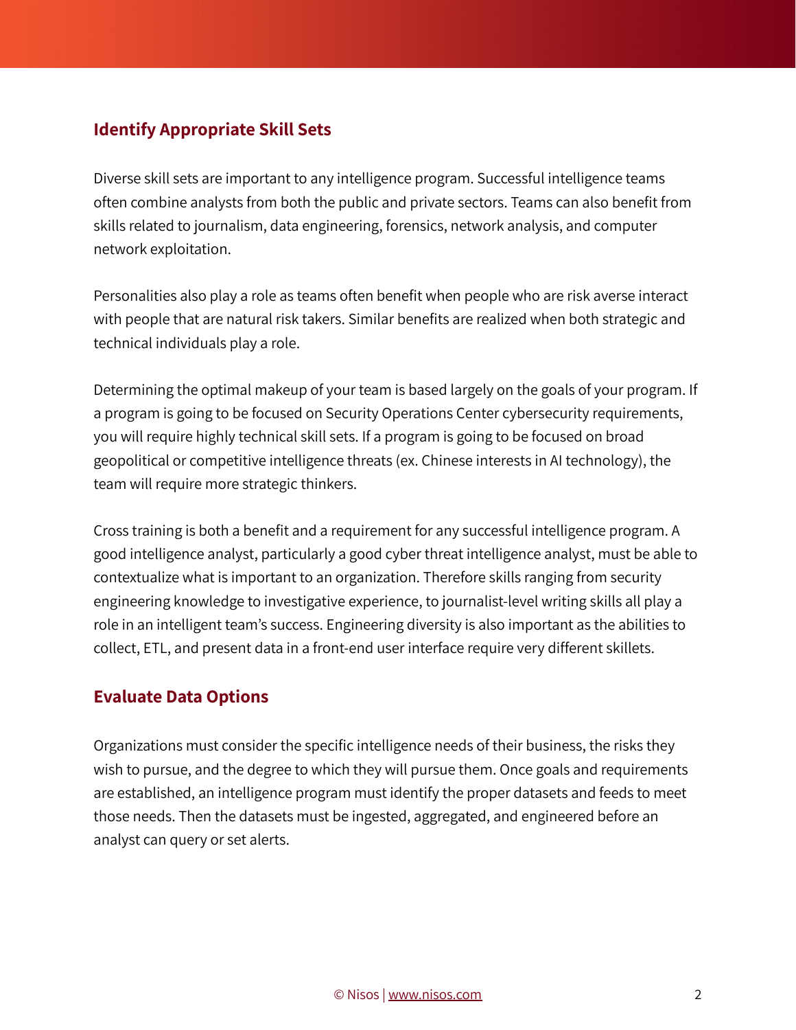## Identify Appropriate Skill Sets

Diverse skill sets are important to any intelligence program. Successful intelligence teams often combine analysts from both the public and private sectors. Teams can also benefit from skills related to journalism, data engineering, forensics, network analysis, and computer network exploitation.

Personalities also play a role as teams often benefit when people who are risk averse interact with people that are natural risk takers. Similar benefits are realized when both strategic and technical individuals play a role.

Determining the optimal makeup of your team is based largely on the goals of your program. If a program is going to be focused on Security Operations Center cybersecurity requirements, you will require highly technical skill sets. If a program is going to be focused on broad geopolitical or competitive intelligence threats (ex. Chinese interests in AI technology), the team will require more strategic thinkers.

Cross training is both a benefit and a requirement for any successful intelligence program. A good intelligence analyst, particularly a good cyber threat intelligence analyst, must be able to contextualize what is important to an organization. Therefore skills ranging from security engineering knowledge to investigative experience, to journalist-level writing skills all play a role in an intelligent team's success. Engineering diversity is also important as the abilities to collect, ETL, and present data in a front-end user interface require very different skillets.

## Evaluate Data Options

Organizations must consider the specific intelligence needs of their business, the risks they wish to pursue, and the degree to which they will pursue them. Once goals and requirements are established, an intelligence program must identify the proper datasets and feeds to meet those needs. Then the datasets must be ingested, aggregated, and engineered before an analyst can query or set alerts.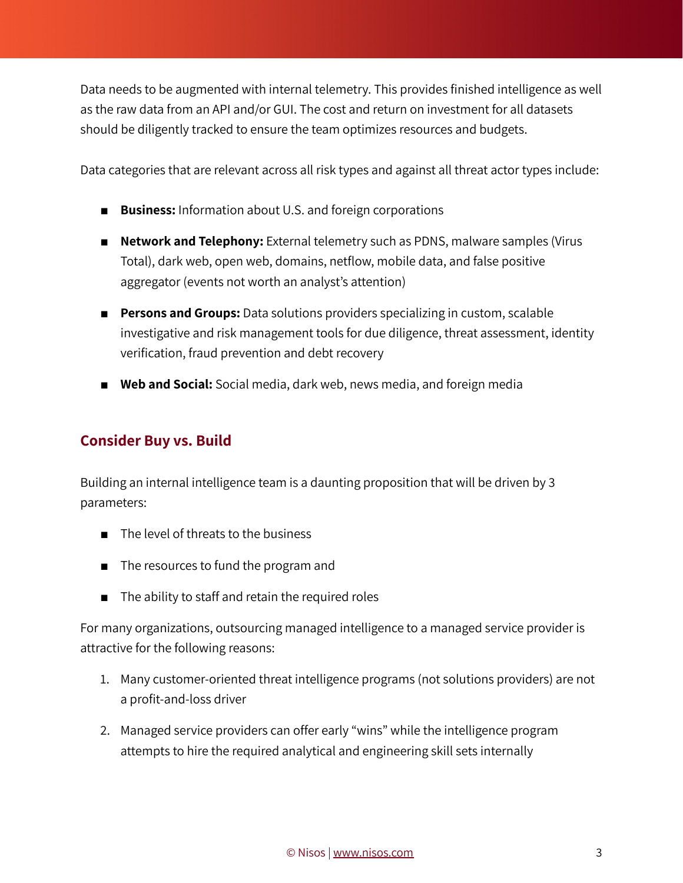Data needs to be augmented with internal telemetry. This provides finished intelligence as well as the raw data from an API and/or GUI. The cost and return on investment for all datasets should be diligently tracked to ensure the team optimizes resources and budgets.

Data categories that are relevant across all risk types and against all threat actor types include:

- **Business:** Information about U.S. and foreign corporations
- **Network and Telephony:** External telemetry such as PDNS, malware samples (Virus Total), dark web, open web, domains, netflow, mobile data, and false positive aggregator (events not worth an analyst's attention)
- **Persons and Groups:** Data solutions providers specializing in custom, scalable investigative and risk management tools for due diligence, threat assessment, identity verification, fraud prevention and debt recovery
- **Web and Social:** Social media, dark web, news media, and foreign media

## Consider Buy vs. Build

Building an internal intelligence team is a daunting proposition that will be driven by 3 parameters:

- The level of threats to the business
- The resources to fund the program and
- The ability to staff and retain the required roles

For many organizations, outsourcing managed intelligence to a managed service provider is attractive for the following reasons:

1. Many customer-oriented threat intelligence programs (not solutions providers) are not a profit-and-loss driver
2. Managed service providers can offer early "wins" while the intelligence program attempts to hire the required analytical and engineering skill sets internally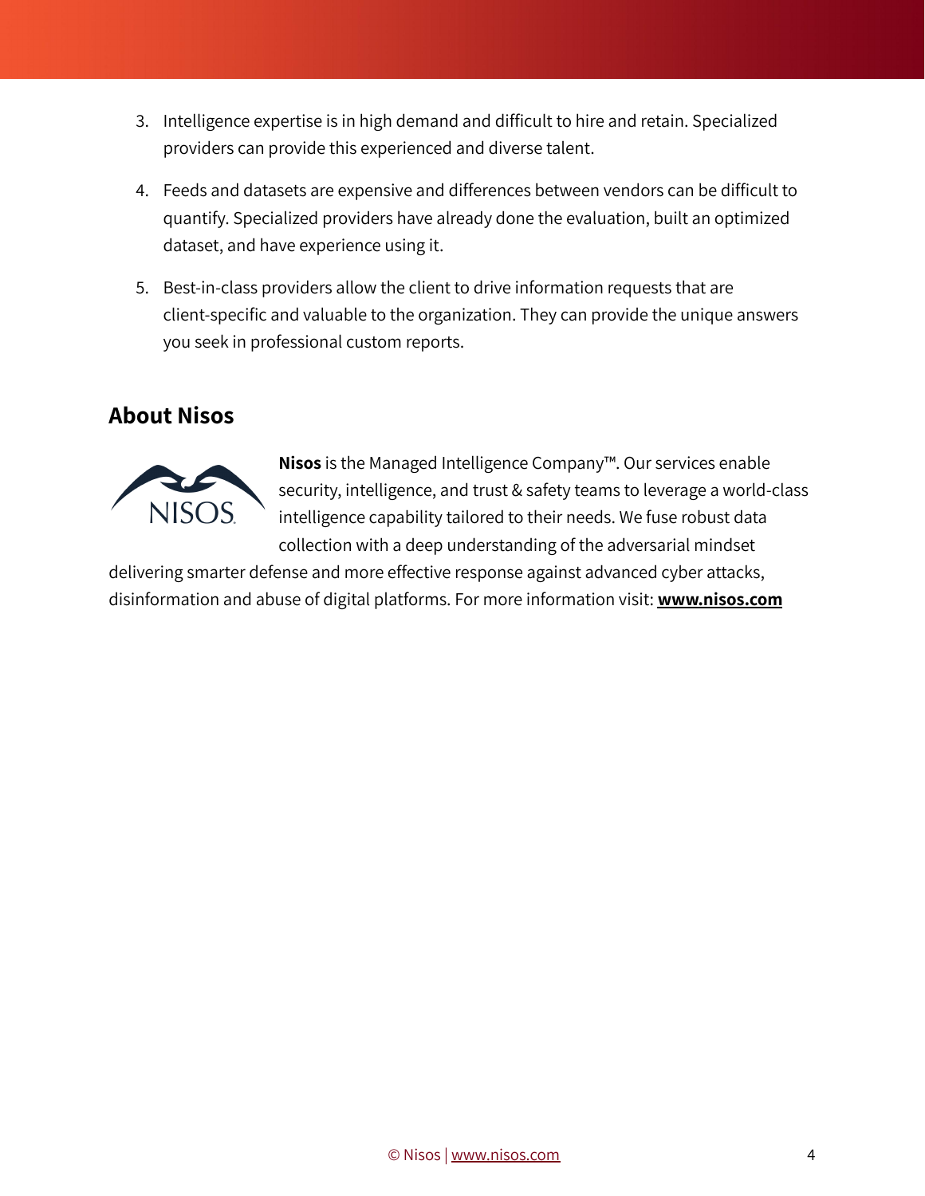3. Intelligence expertise is in high demand and difficult to hire and retain. Specialized providers can provide this experienced and diverse talent.

4. Feeds and datasets are expensive and differences between vendors can be difficult to quantify. Specialized providers have already done the evaluation, built an optimized dataset, and have experience using it.

5. Best-in-class providers allow the client to drive information requests that are client-specific and valuable to the organization. They can provide the unique answers you seek in professional custom reports.

## About Nisos

**Nisos** is the Managed Intelligence Company™. Our services enable security, intelligence, and trust & safety teams to leverage a world-class intelligence capability tailored to their needs. We fuse robust data collection with a deep understanding of the adversarial mindset delivering smarter defense and more effective response against advanced cyber attacks, disinformation and abuse of digital platforms. For more information visit: **www.nisos.com**